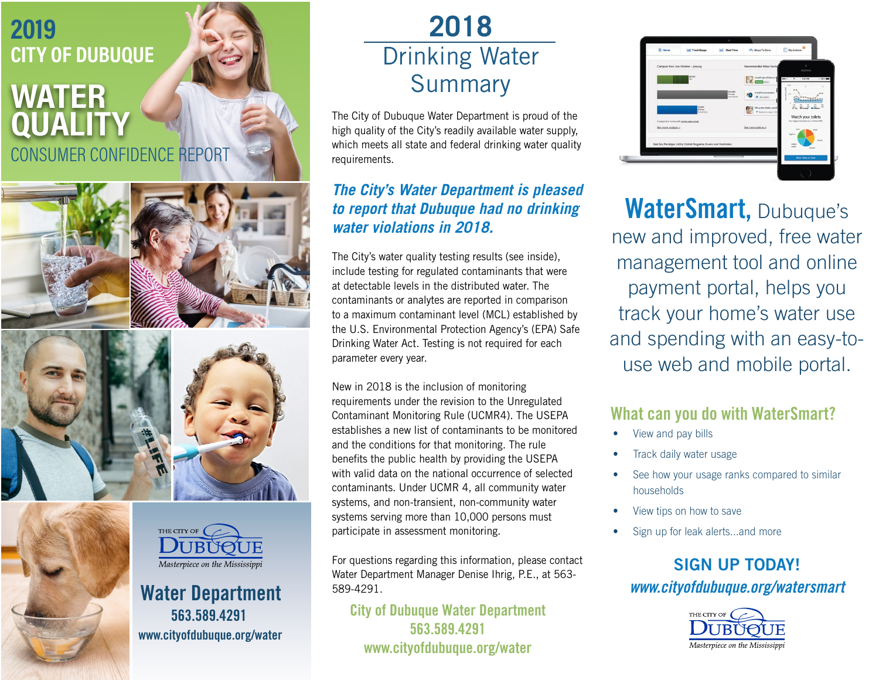# 2019 CITY OF DUBUQUE WATER QUALITY CONSUMER CONFIDENCE REPORT

THE CITY OF DUBUQUE
*Masterpiece on the Mississippi*

## Water Department

563.589.4291

www.cityofdubuque.org/water

# 2018 Drinking Water Summary

The City of Dubuque Water Department is proud of the high quality of the City's readily available water supply, which meets all state and federal drinking water quality requirements.

***The City's Water Department is pleased to report that Dubuque had no drinking water violations in 2018.***

The City's water quality testing results (see inside), include testing for regulated contaminants that were at detectable levels in the distributed water. The contaminants or analytes are reported in comparison to a maximum contaminant level (MCL) established by the U.S. Environmental Protection Agency's (EPA) Safe Drinking Water Act. Testing is not required for each parameter every year.

New in 2018 is the inclusion of monitoring requirements under the revision to the Unregulated Contaminant Monitoring Rule (UCMR4). The USEPA establishes a new list of contaminants to be monitored and the conditions for that monitoring. The rule benefits the public health by providing the USEPA with valid data on the national occurrence of selected contaminants. Under UCMR 4, all community water systems, and non-transient, non-community water systems serving more than 10,000 persons must participate in assessment monitoring.

For questions regarding this information, please contact Water Department Manager Denise Ihrig, P.E., at 563-589-4291.

**City of Dubuque Water Department**
**563.589.4291**
**www.cityofdubuque.org/water**

**WaterSmart,** Dubuque's new and improved, free water management tool and online payment portal, helps you track your home's water use and spending with an easy-to-use web and mobile portal.

## What can you do with WaterSmart?

- View and pay bills
- Track daily water usage
- See how your usage ranks compared to similar households
- View tips on how to save
- Sign up for leak alerts...and more

**SIGN UP TODAY!**

***www.cityofdubuque.org/watersmart***

THE CITY OF DUBUQUE
*Masterpiece on the Mississippi*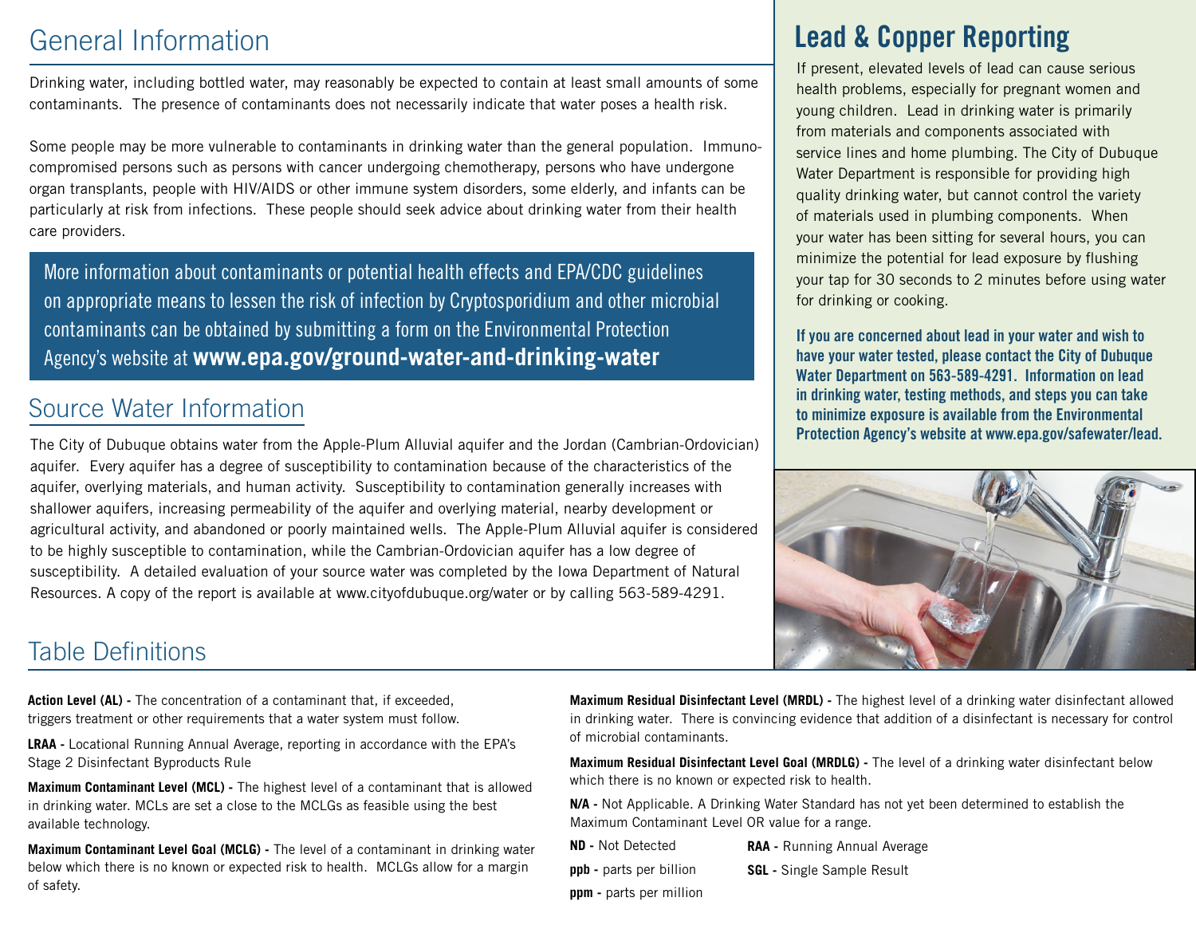## General Information

Drinking water, including bottled water, may reasonably be expected to contain at least small amounts of some contaminants. The presence of contaminants does not necessarily indicate that water poses a health risk.

Some people may be more vulnerable to contaminants in drinking water than the general population. Immuno-compromised persons such as persons with cancer undergoing chemotherapy, persons who have undergone organ transplants, people with HIV/AIDS or other immune system disorders, some elderly, and infants can be particularly at risk from infections. These people should seek advice about drinking water from their health care providers.

More information about contaminants or potential health effects and EPA/CDC guidelines on appropriate means to lessen the risk of infection by Cryptosporidium and other microbial contaminants can be obtained by submitting a form on the Environmental Protection Agency's website at **www.epa.gov/ground-water-and-drinking-water**

## Source Water Information

The City of Dubuque obtains water from the Apple-Plum Alluvial aquifer and the Jordan (Cambrian-Ordovician) aquifer. Every aquifer has a degree of susceptibility to contamination because of the characteristics of the aquifer, overlying materials, and human activity. Susceptibility to contamination generally increases with shallower aquifers, increasing permeability of the aquifer and overlying material, nearby development or agricultural activity, and abandoned or poorly maintained wells. The Apple-Plum Alluvial aquifer is considered to be highly susceptible to contamination, while the Cambrian-Ordovician aquifer has a low degree of susceptibility. A detailed evaluation of your source water was completed by the Iowa Department of Natural Resources. A copy of the report is available at www.cityofdubuque.org/water or by calling 563-589-4291.

## Lead & Copper Reporting

If present, elevated levels of lead can cause serious health problems, especially for pregnant women and young children. Lead in drinking water is primarily from materials and components associated with service lines and home plumbing. The City of Dubuque Water Department is responsible for providing high quality drinking water, but cannot control the variety of materials used in plumbing components. When your water has been sitting for several hours, you can minimize the potential for lead exposure by flushing your tap for 30 seconds to 2 minutes before using water for drinking or cooking.

**If you are concerned about lead in your water and wish to have your water tested, please contact the City of Dubuque Water Department on 563-589-4291. Information on lead in drinking water, testing methods, and steps you can take to minimize exposure is available from the Environmental Protection Agency's website at www.epa.gov/safewater/lead.**

## Table Definitions

**Action Level (AL) -** The concentration of a contaminant that, if exceeded, triggers treatment or other requirements that a water system must follow.

**LRAA -** Locational Running Annual Average, reporting in accordance with the EPA's Stage 2 Disinfectant Byproducts Rule

**Maximum Contaminant Level (MCL) -** The highest level of a contaminant that is allowed in drinking water. MCLs are set a close to the MCLGs as feasible using the best available technology.

**Maximum Contaminant Level Goal (MCLG) -** The level of a contaminant in drinking water below which there is no known or expected risk to health. MCLGs allow for a margin of safety.

**Maximum Residual Disinfectant Level (MRDL) -** The highest level of a drinking water disinfectant allowed in drinking water. There is convincing evidence that addition of a disinfectant is necessary for control of microbial contaminants.

**Maximum Residual Disinfectant Level Goal (MRDLG) -** The level of a drinking water disinfectant below which there is no known or expected risk to health.

**N/A -** Not Applicable. A Drinking Water Standard has not yet been determined to establish the Maximum Contaminant Level OR value for a range.

**ND -** Not Detected

**ppb -** parts per billion

**ppm -** parts per million

**RAA -** Running Annual Average

**SGL -** Single Sample Result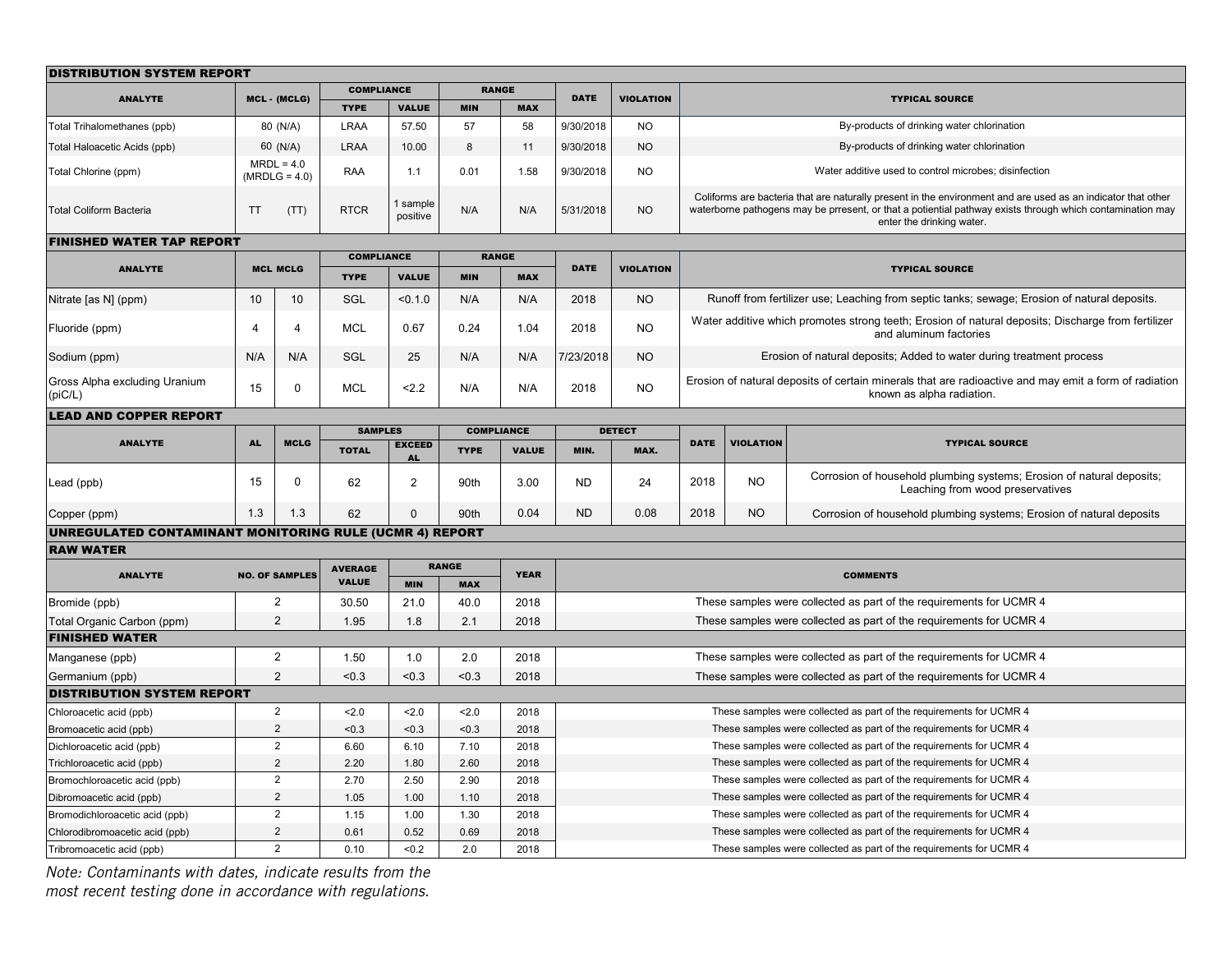### DISTRIBUTION SYSTEM REPORT

| ANALYTE | MCL - (MCLG) | COMPLIANCE | | RANGE | | DATE | VIOLATION | TYPICAL SOURCE |
|---|---|---|---|---|---|---|---|---|
| | | TYPE | VALUE | MIN | MAX | | | |
| Total Trihalomethanes (ppb) | 80 (N/A) | LRAA | 57.50 | 57 | 58 | 9/30/2018 | NO | By-products of drinking water chlorination |
| Total Haloacetic Acids (ppb) | 60 (N/A) | LRAA | 10.00 | 8 | 11 | 9/30/2018 | NO | By-products of drinking water chlorination |
| Total Chlorine (ppm) | MRDL = 4.0 (MRDLG = 4.0) | RAA | 1.1 | 0.01 | 1.58 | 9/30/2018 | NO | Water additive used to control microbes; disinfection |
| Total Coliform Bacteria | TT (TT) | RTCR | 1 sample positive | N/A | N/A | 5/31/2018 | NO | Coliforms are bacteria that are naturally present in the environment and are used as an indicator that other waterborne pathogens may be prresent, or that a potiential pathway exists through which contamination may enter the drinking water. |

### FINISHED WATER TAP REPORT

| ANALYTE | MCL | MCLG | COMPLIANCE | | RANGE | | DATE | VIOLATION | TYPICAL SOURCE |
|---|---|---|---|---|---|---|---|---|---|
| | | | TYPE | VALUE | MIN | MAX | | | |
| Nitrate [as N] (ppm) | 10 | 10 | SGL | <0.1.0 | N/A | N/A | 2018 | NO | Runoff from fertilizer use; Leaching from septic tanks; sewage; Erosion of natural deposits. |
| Fluoride (ppm) | 4 | 4 | MCL | 0.67 | 0.24 | 1.04 | 2018 | NO | Water additive which promotes strong teeth; Erosion of natural deposits; Discharge from fertilizer and aluminum factories |
| Sodium (ppm) | N/A | N/A | SGL | 25 | N/A | N/A | 7/23/2018 | NO | Erosion of natural deposits; Added to water during treatment process |
| Gross Alpha excluding Uranium (piC/L) | 15 | 0 | MCL | <2.2 | N/A | N/A | 2018 | NO | Erosion of natural deposits of certain minerals that are radioactive and may emit a form of radiation known as alpha radiation. |

### LEAD AND COPPER REPORT

| ANALYTE | AL | MCLG | SAMPLES | | COMPLIANCE | | DETECT | | DATE | VIOLATION | TYPICAL SOURCE |
|---|---|---|---|---|---|---|---|---|---|---|---|
| | | | TOTAL | EXCEED AL | TYPE | VALUE | MIN. | MAX. | | | |
| Lead (ppb) | 15 | 0 | 62 | 2 | 90th | 3.00 | ND | 24 | 2018 | NO | Corrosion of household plumbing systems; Erosion of natural deposits; Leaching from wood preservatives |
| Copper (ppm) | 1.3 | 1.3 | 62 | 0 | 90th | 0.04 | ND | 0.08 | 2018 | NO | Corrosion of household plumbing systems; Erosion of natural deposits |

### UNREGULATED CONTAMINANT MONITORING RULE (UCMR 4) REPORT

| ANALYTE | NO. OF SAMPLES | AVERAGE VALUE | RANGE | | YEAR | COMMENTS |
|---|---|---|---|---|---|---|
| | | | MIN | MAX | | |
| **RAW WATER** | | | | | | |
| Bromide (ppb) | 2 | 30.50 | 21.0 | 40.0 | 2018 | These samples were collected as part of the requirements for UCMR 4 |
| Total Organic Carbon (ppm) | 2 | 1.95 | 1.8 | 2.1 | 2018 | These samples were collected as part of the requirements for UCMR 4 |
| **FINISHED WATER** | | | | | | |
| Manganese (ppb) | 2 | 1.50 | 1.0 | 2.0 | 2018 | These samples were collected as part of the requirements for UCMR 4 |
| Germanium (ppb) | 2 | <0.3 | <0.3 | <0.3 | 2018 | These samples were collected as part of the requirements for UCMR 4 |
| **DISTRIBUTION SYSTEM REPORT** | | | | | | |
| Chloroacetic acid (ppb) | 2 | <2.0 | <2.0 | <2.0 | 2018 | These samples were collected as part of the requirements for UCMR 4 |
| Bromoacetic acid (ppb) | 2 | <0.3 | <0.3 | <0.3 | 2018 | These samples were collected as part of the requirements for UCMR 4 |
| Dichloroacetic acid (ppb) | 2 | 6.60 | 6.10 | 7.10 | 2018 | These samples were collected as part of the requirements for UCMR 4 |
| Trichloroacetic acid (ppb) | 2 | 2.20 | 1.80 | 2.60 | 2018 | These samples were collected as part of the requirements for UCMR 4 |
| Bromochloroacetic acid (ppb) | 2 | 2.70 | 2.50 | 2.90 | 2018 | These samples were collected as part of the requirements for UCMR 4 |
| Dibromoacetic acid (ppb) | 2 | 1.05 | 1.00 | 1.10 | 2018 | These samples were collected as part of the requirements for UCMR 4 |
| Bromodichloroacetic acid (ppb) | 2 | 1.15 | 1.00 | 1.30 | 2018 | These samples were collected as part of the requirements for UCMR 4 |
| Chlorodibromoacetic acid (ppb) | 2 | 0.61 | 0.52 | 0.69 | 2018 | These samples were collected as part of the requirements for UCMR 4 |
| Tribromoacetic acid (ppb) | 2 | 0.10 | <0.2 | 2.0 | 2018 | These samples were collected as part of the requirements for UCMR 4 |

*Note: Contaminants with dates, indicate results from the most recent testing done in accordance with regulations.*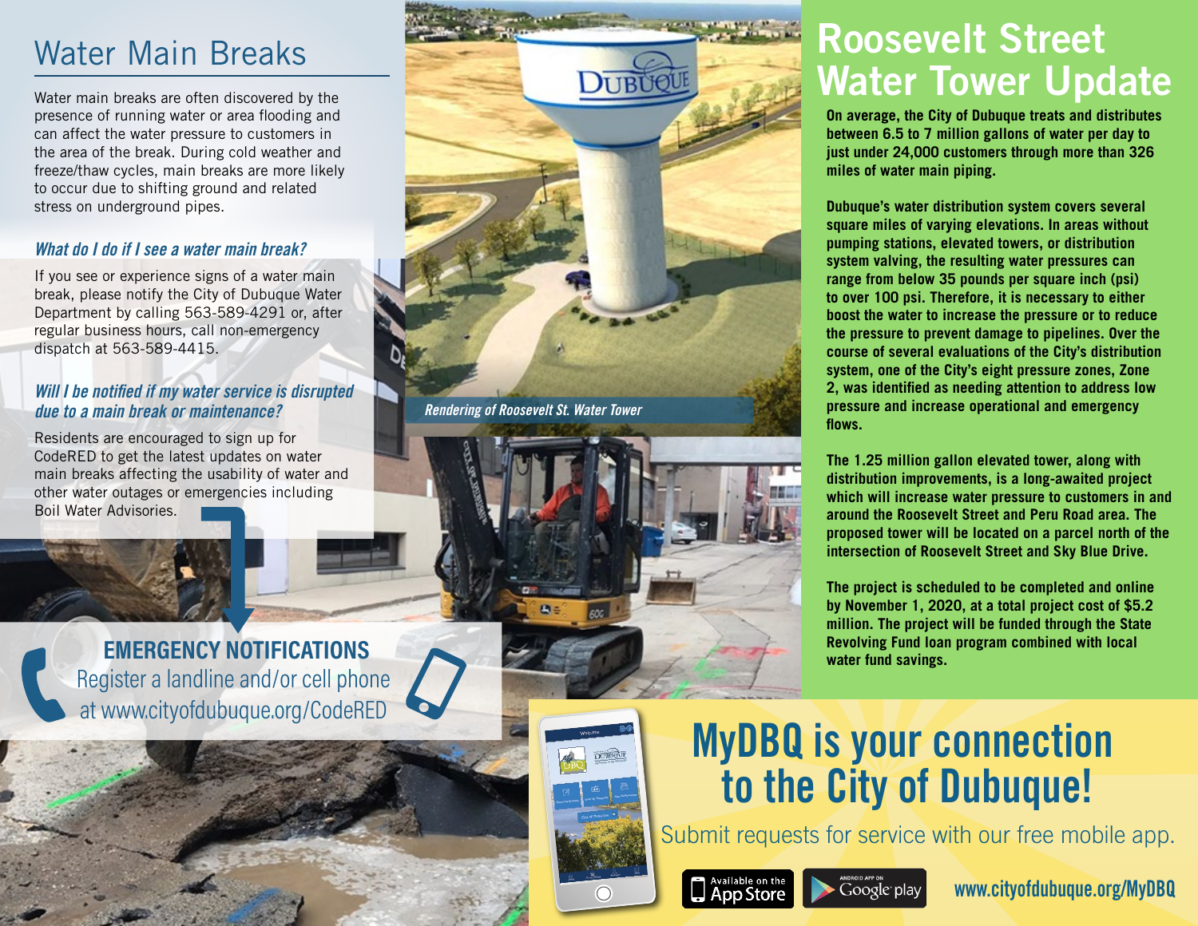## Water Main Breaks

Water main breaks are often discovered by the presence of running water or area flooding and can affect the water pressure to customers in the area of the break. During cold weather and freeze/thaw cycles, main breaks are more likely to occur due to shifting ground and related stress on underground pipes.

### *What do I do if I see a water main break?*

If you see or experience signs of a water main break, please notify the City of Dubuque Water Department by calling 563-589-4291 or, after regular business hours, call non-emergency dispatch at 563-589-4415.

### *Will I be notified if my water service is disrupted due to a main break or maintenance?*

Residents are encouraged to sign up for CodeRED to get the latest updates on water main breaks affecting the usability of water and other water outages or emergencies including Boil Water Advisories.

**EMERGENCY NOTIFICATIONS**

Register a landline and/or cell phone at www.cityofdubuque.org/CodeRED

*Rendering of Roosevelt St. Water Tower*

## Roosevelt Street Water Tower Update

**On average, the City of Dubuque treats and distributes between 6.5 to 7 million gallons of water per day to just under 24,000 customers through more than 326 miles of water main piping.**

**Dubuque's water distribution system covers several square miles of varying elevations. In areas without pumping stations, elevated towers, or distribution system valving, the resulting water pressures can range from below 35 pounds per square inch (psi) to over 100 psi. Therefore, it is necessary to either boost the water to increase the pressure or to reduce the pressure to prevent damage to pipelines. Over the course of several evaluations of the City's distribution system, one of the City's eight pressure zones, Zone 2, was identified as needing attention to address low pressure and increase operational and emergency flows.**

**The 1.25 million gallon elevated tower, along with distribution improvements, is a long-awaited project which will increase water pressure to customers in and around the Roosevelt Street and Peru Road area. The proposed tower will be located on a parcel north of the intersection of Roosevelt Street and Sky Blue Drive.**

**The project is scheduled to be completed and online by November 1, 2020, at a total project cost of $5.2 million. The project will be funded through the State Revolving Fund loan program combined with local water fund savings.**

## MyDBQ is your connection to the City of Dubuque!

Submit requests for service with our free mobile app.

Available on the App Store | Android App on Google play

www.cityofdubuque.org/MyDBQ